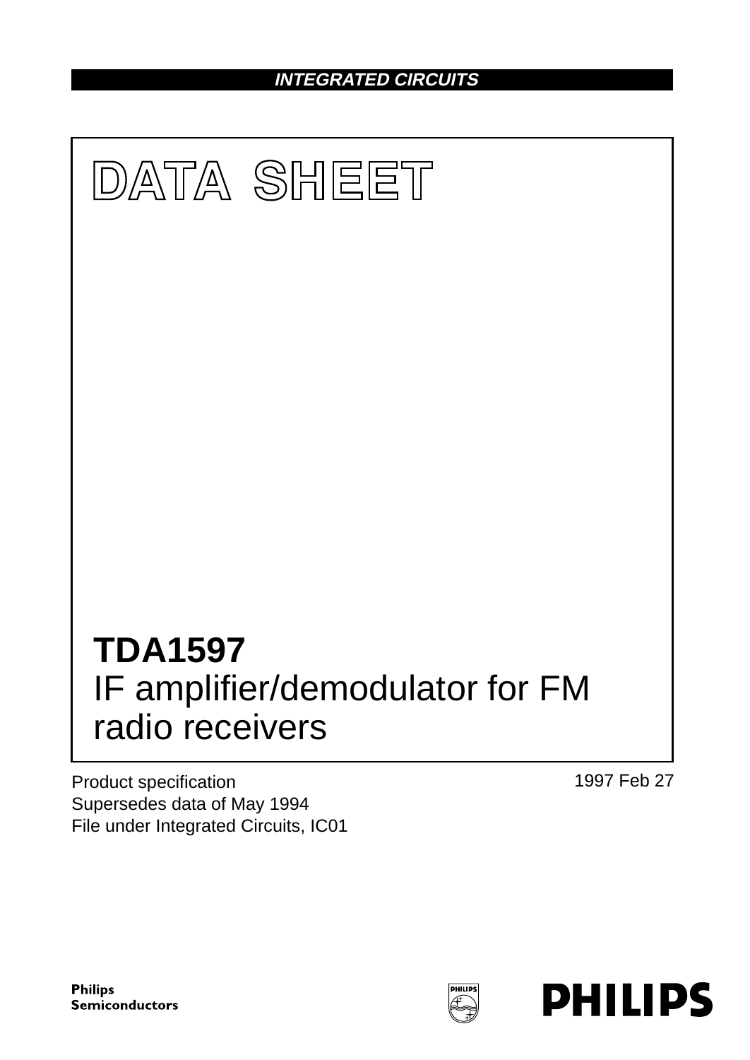**INTEGRATED CIRCUITS**

# DATA SHEET

# TDA1597
## IF amplifier/demodulator for FM radio receivers

Product specification
Supersedes data of May 1994
File under Integrated Circuits, IC01

1997 Feb 27

Philips Semiconductors

PHILIPS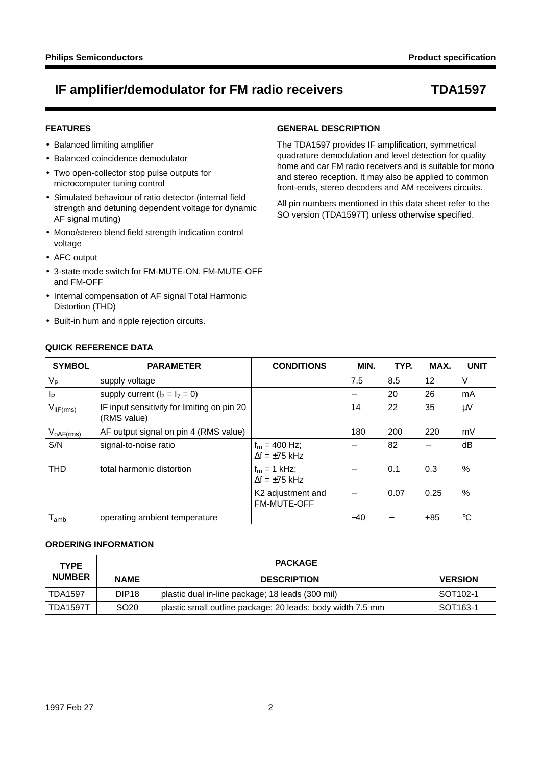# IF amplifier/demodulator for FM radio receivers — TDA1597

## FEATURES

- Balanced limiting amplifier
- Balanced coincidence demodulator
- Two open-collector stop pulse outputs for microcomputer tuning control
- Simulated behaviour of ratio detector (internal field strength and detuning dependent voltage for dynamic AF signal muting)
- Mono/stereo blend field strength indication control voltage
- AFC output
- 3-state mode switch for FM-MUTE-ON, FM-MUTE-OFF and FM-OFF
- Internal compensation of AF signal Total Harmonic Distortion (THD)
- Built-in hum and ripple rejection circuits.

## GENERAL DESCRIPTION

The TDA1597 provides IF amplification, symmetrical quadrature demodulation and level detection for quality home and car FM radio receivers and is suitable for mono and stereo reception. It may also be applied to common front-ends, stereo decoders and AM receivers circuits.

All pin numbers mentioned in this data sheet refer to the SO version (TDA1597T) unless otherwise specified.

## QUICK REFERENCE DATA

| SYMBOL | PARAMETER | CONDITIONS | MIN. | TYP. | MAX. | UNIT |
|---|---|---|---|---|---|---|
| $V_P$ | supply voltage | | 7.5 | 8.5 | 12 | V |
| $I_P$ | supply current ($I_2 = I_7 = 0$) | | − | 20 | 26 | mA |
| $V_{iIF(rms)}$ | IF input sensitivity for limiting on pin 20 (RMS value) | | 14 | 22 | 35 | μV |
| $V_{oAF(rms)}$ | AF output signal on pin 4 (RMS value) | | 180 | 200 | 220 | mV |
| S/N | signal-to-noise ratio | $f_m$ = 400 Hz; Δf = ±75 kHz | − | 82 | − | dB |
| THD | total harmonic distortion | $f_m$ = 1 kHz; Δf = ±75 kHz | − | 0.1 | 0.3 | % |
| | | K2 adjustment and FM-MUTE-OFF | − | 0.07 | 0.25 | % |
| $T_{amb}$ | operating ambient temperature | | −40 | − | +85 | °C |

## ORDERING INFORMATION

| TYPE NUMBER | PACKAGE | | |
|---|---|---|---|
| | NAME | DESCRIPTION | VERSION |
| TDA1597 | DIP18 | plastic dual in-line package; 18 leads (300 mil) | SOT102-1 |
| TDA1597T | SO20 | plastic small outline package; 20 leads; body width 7.5 mm | SOT163-1 |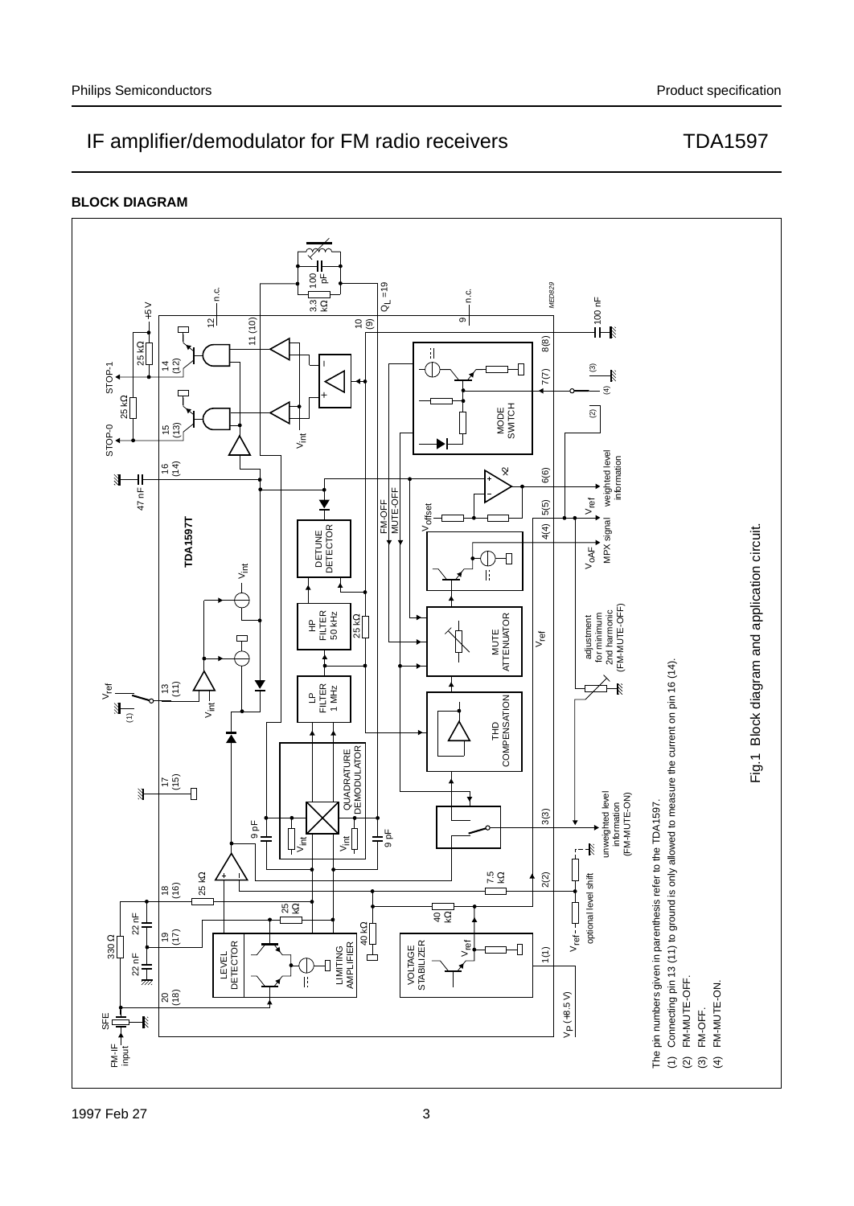## BLOCK DIAGRAM

The pin numbers given in parenthesis refer to the TDA1597.

(1) Connecting pin 13 (11) to ground is only allowed to measure the current on pin 16 (14).

(2) FM-MUTE-OFF.

(3) FM-OFF.

(4) FM-MUTE-ON.

Fig.1 Block diagram and application circuit.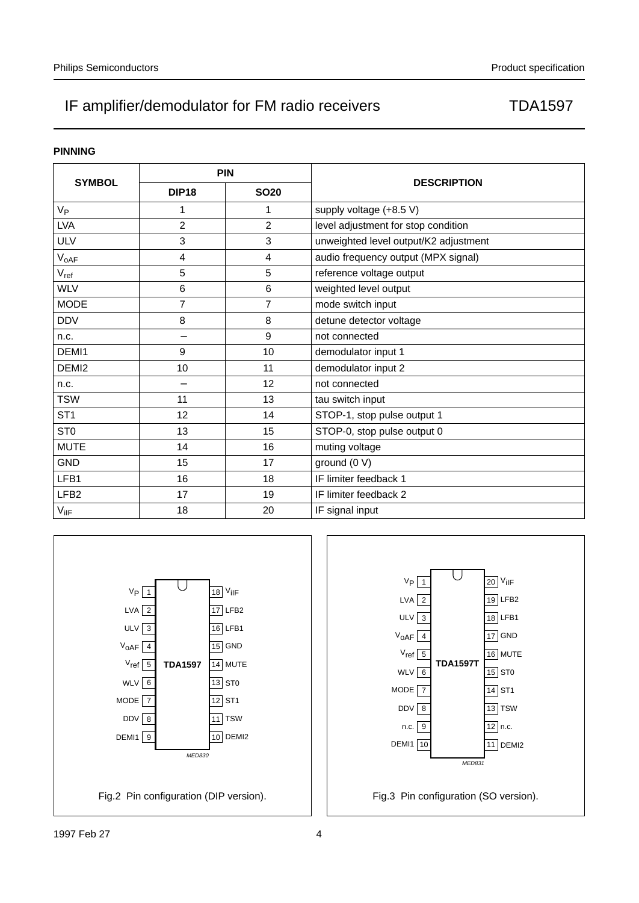## PINNING

| SYMBOL | PIN | | DESCRIPTION |
|---|---|---|---|
| | DIP18 | SO20 | |
| $V_P$ | 1 | 1 | supply voltage (+8.5 V) |
| LVA | 2 | 2 | level adjustment for stop condition |
| ULV | 3 | 3 | unweighted level output/K2 adjustment |
| $V_{oAF}$ | 4 | 4 | audio frequency output (MPX signal) |
| $V_{ref}$ | 5 | 5 | reference voltage output |
| WLV | 6 | 6 | weighted level output |
| MODE | 7 | 7 | mode switch input |
| DDV | 8 | 8 | detune detector voltage |
| n.c. | − | 9 | not connected |
| DEMI1 | 9 | 10 | demodulator input 1 |
| DEMI2 | 10 | 11 | demodulator input 2 |
| n.c. | − | 12 | not connected |
| TSW | 11 | 13 | tau switch input |
| ST1 | 12 | 14 | STOP-1, stop pulse output 1 |
| ST0 | 13 | 15 | STOP-0, stop pulse output 0 |
| MUTE | 14 | 16 | muting voltage |
| GND | 15 | 17 | ground (0 V) |
| LFB1 | 16 | 18 | IF limiter feedback 1 |
| LFB2 | 17 | 19 | IF limiter feedback 2 |
| $V_{iIF}$ | 18 | 20 | IF signal input |

| Pin | DIP18 (TDA1597) | Pin | DIP18 (TDA1597) |
|---|---|---|---|
| 1 | $V_P$ | 18 | $V_{iIF}$ |
| 2 | LVA | 17 | LFB2 |
| 3 | ULV | 16 | LFB1 |
| 4 | $V_{oAF}$ | 15 | GND |
| 5 | $V_{ref}$ | 14 | MUTE |
| 6 | WLV | 13 | ST0 |
| 7 | MODE | 12 | ST1 |
| 8 | DDV | 11 | TSW |
| 9 | DEMI1 | 10 | DEMI2 |

MED830

Fig.2 Pin configuration (DIP version).

| Pin | SO20 (TDA1597T) | Pin | SO20 (TDA1597T) |
|---|---|---|---|
| 1 | $V_P$ | 20 | $V_{iIF}$ |
| 2 | LVA | 19 | LFB2 |
| 3 | ULV | 18 | LFB1 |
| 4 | $V_{oAF}$ | 17 | GND |
| 5 | $V_{ref}$ | 16 | MUTE |
| 6 | WLV | 15 | ST0 |
| 7 | MODE | 14 | ST1 |
| 8 | DDV | 13 | TSW |
| 9 | n.c. | 12 | n.c. |
| 10 | DEMI1 | 11 | DEMI2 |

MED831

Fig.3 Pin configuration (SO version).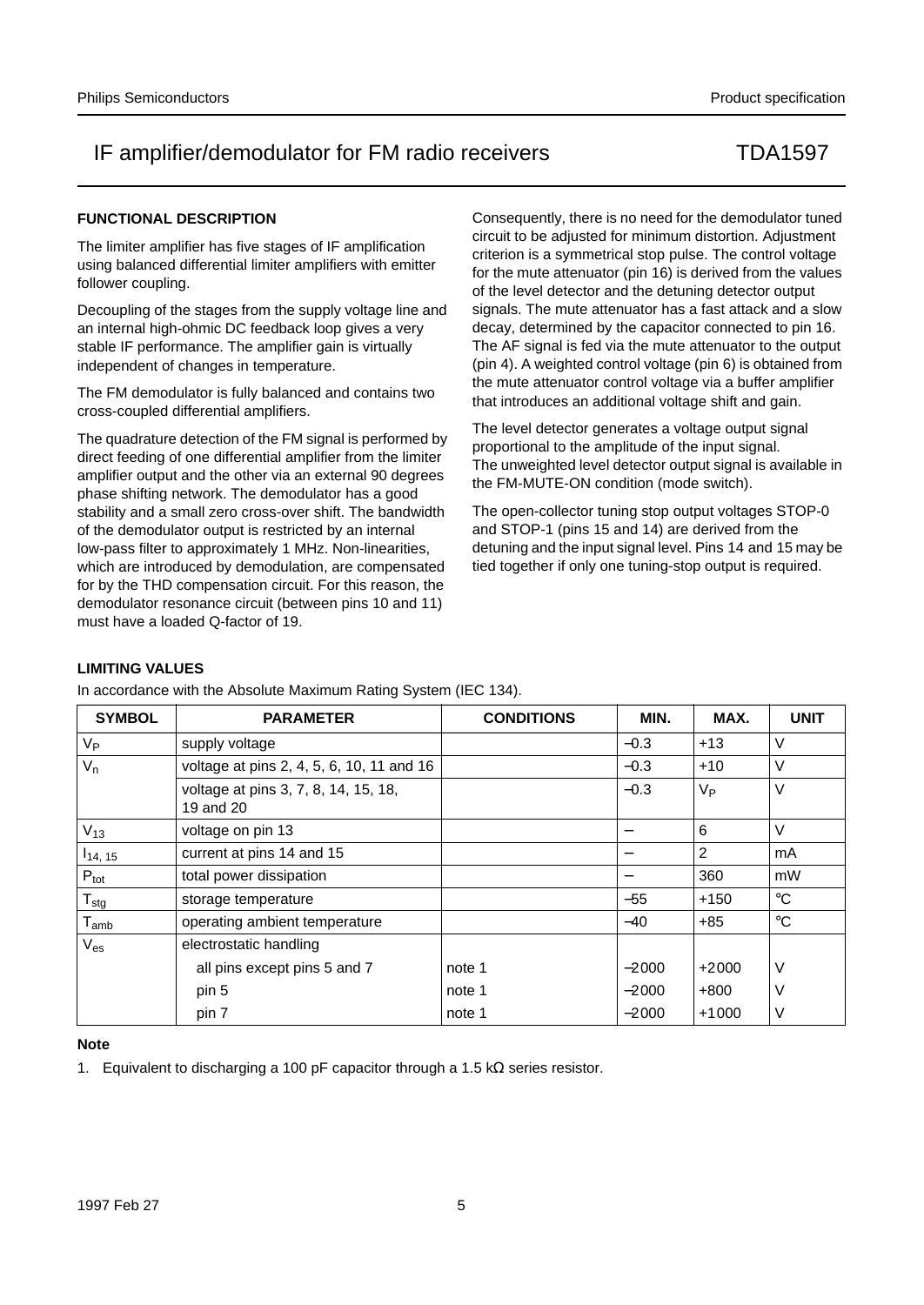## FUNCTIONAL DESCRIPTION

The limiter amplifier has five stages of IF amplification using balanced differential limiter amplifiers with emitter follower coupling.

Decoupling of the stages from the supply voltage line and an internal high-ohmic DC feedback loop gives a very stable IF performance. The amplifier gain is virtually independent of changes in temperature.

The FM demodulator is fully balanced and contains two cross-coupled differential amplifiers.

The quadrature detection of the FM signal is performed by direct feeding of one differential amplifier from the limiter amplifier output and the other via an external 90 degrees phase shifting network. The demodulator has a good stability and a small zero cross-over shift. The bandwidth of the demodulator output is restricted by an internal low-pass filter to approximately 1 MHz. Non-linearities, which are introduced by demodulation, are compensated for by the THD compensation circuit. For this reason, the demodulator resonance circuit (between pins 10 and 11) must have a loaded Q-factor of 19.

Consequently, there is no need for the demodulator tuned circuit to be adjusted for minimum distortion. Adjustment criterion is a symmetrical stop pulse. The control voltage for the mute attenuator (pin 16) is derived from the values of the level detector and the detuning detector output signals. The mute attenuator has a fast attack and a slow decay, determined by the capacitor connected to pin 16. The AF signal is fed via the mute attenuator to the output (pin 4). A weighted control voltage (pin 6) is obtained from the mute attenuator control voltage via a buffer amplifier that introduces an additional voltage shift and gain.

The level detector generates a voltage output signal proportional to the amplitude of the input signal. The unweighted level detector output signal is available in the FM-MUTE-ON condition (mode switch).

The open-collector tuning stop output voltages STOP-0 and STOP-1 (pins 15 and 14) are derived from the detuning and the input signal level. Pins 14 and 15 may be tied together if only one tuning-stop output is required.

## LIMITING VALUES

In accordance with the Absolute Maximum Rating System (IEC 134).

| SYMBOL | PARAMETER | CONDITIONS | MIN. | MAX. | UNIT |
|---|---|---|---|---|---|
| $V_P$ | supply voltage | | −0.3 | +13 | V |
| $V_n$ | voltage at pins 2, 4, 5, 6, 10, 11 and 16 | | −0.3 | +10 | V |
| | voltage at pins 3, 7, 8, 14, 15, 18, 19 and 20 | | −0.3 | $V_P$ | V |
| $V_{13}$ | voltage on pin 13 | | − | 6 | V |
| $I_{14, 15}$ | current at pins 14 and 15 | | − | 2 | mA |
| $P_{tot}$ | total power dissipation | | − | 360 | mW |
| $T_{stg}$ | storage temperature | | −55 | +150 | °C |
| $T_{amb}$ | operating ambient temperature | | −40 | +85 | °C |
| $V_{es}$ | electrostatic handling | | | | |
| | all pins except pins 5 and 7 | note 1 | −2000 | +2000 | V |
| | pin 5 | note 1 | −2000 | +800 | V |
| | pin 7 | note 1 | −2000 | +1000 | V |

### Note

1. Equivalent to discharging a 100 pF capacitor through a 1.5 kΩ series resistor.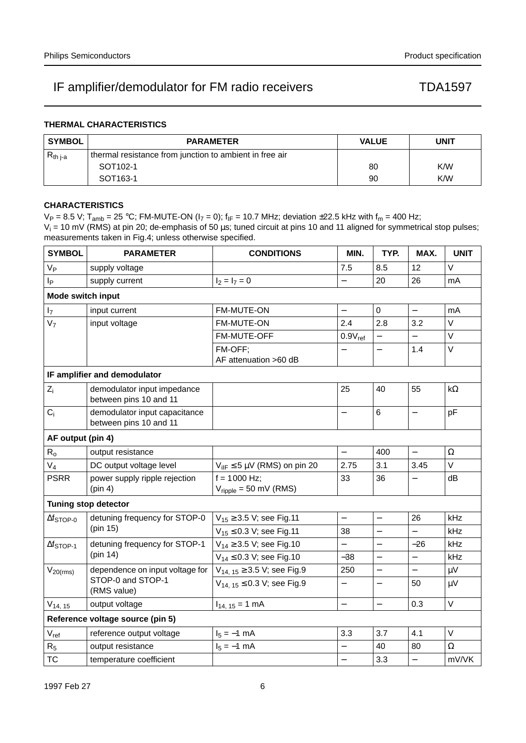## THERMAL CHARACTERISTICS

| SYMBOL | PARAMETER | VALUE | UNIT |
|---|---|---|---|
| $R_{th\ j\text{-}a}$ | thermal resistance from junction to ambient in free air | | |
| | SOT102-1 | 80 | K/W |
| | SOT163-1 | 90 | K/W |

## CHARACTERISTICS

$V_P$ = 8.5 V; $T_{amb}$ = 25 °C; FM-MUTE-ON ($I_7$ = 0); $f_{IF}$ = 10.7 MHz; deviation ±22.5 kHz with $f_m$ = 400 Hz; $V_i$ = 10 mV (RMS) at pin 20; de-emphasis of 50 µs; tuned circuit at pins 10 and 11 aligned for symmetrical stop pulses; measurements taken in Fig.4; unless otherwise specified.

| SYMBOL | PARAMETER | CONDITIONS | MIN. | TYP. | MAX. | UNIT |
|---|---|---|---|---|---|---|
| $V_P$ | supply voltage | | 7.5 | 8.5 | 12 | V |
| $I_P$ | supply current | $I_2 = I_7 = 0$ | − | 20 | 26 | mA |
| **Mode switch input** | | | | | | |
| $I_7$ | input current | FM-MUTE-ON | − | 0 | − | mA |
| $V_7$ | input voltage | FM-MUTE-ON | 2.4 | 2.8 | 3.2 | V |
| | | FM-MUTE-OFF | $0.9V_{ref}$ | − | − | V |
| | | FM-OFF; AF attenuation >60 dB | − | − | 1.4 | V |
| **IF amplifier and demodulator** | | | | | | |
| $Z_i$ | demodulator input impedance between pins 10 and 11 | | 25 | 40 | 55 | kΩ |
| $C_i$ | demodulator input capacitance between pins 10 and 11 | | − | 6 | − | pF |
| **AF output (pin 4)** | | | | | | |
| $R_o$ | output resistance | | − | 400 | − | Ω |
| $V_4$ | DC output voltage level | $V_{iIF}$ ≤ 5 µV (RMS) on pin 20 | 2.75 | 3.1 | 3.45 | V |
| PSRR | power supply ripple rejection (pin 4) | f = 1000 Hz; $V_{ripple}$ = 50 mV (RMS) | 33 | 36 | − | dB |
| **Tuning stop detector** | | | | | | |
| $\Delta f_{STOP\text{-}0}$ | detuning frequency for STOP-0 (pin 15) | $V_{15}$ ≥ 3.5 V; see Fig.11 | − | − | 26 | kHz |
| | | $V_{15}$ ≤ 0.3 V; see Fig.11 | 38 | − | − | kHz |
| $\Delta f_{STOP\text{-}1}$ | detuning frequency for STOP-1 (pin 14) | $V_{14}$ ≥ 3.5 V; see Fig.10 | − | − | −26 | kHz |
| | | $V_{14}$ ≤ 0.3 V; see Fig.10 | −38 | − | − | kHz |
| $V_{20(rms)}$ | dependence on input voltage for STOP-0 and STOP-1 (RMS value) | $V_{14,\ 15}$ ≥ 3.5 V; see Fig.9 | 250 | − | − | µV |
| | | $V_{14,\ 15}$ ≤ 0.3 V; see Fig.9 | − | − | 50 | µV |
| $V_{14,\ 15}$ | output voltage | $I_{14,\ 15}$ = 1 mA | − | − | 0.3 | V |
| **Reference voltage source (pin 5)** | | | | | | |
| $V_{ref}$ | reference output voltage | $I_5$ = −1 mA | 3.3 | 3.7 | 4.1 | V |
| $R_5$ | output resistance | $I_5$ = −1 mA | − | 40 | 80 | Ω |
| TC | temperature coefficient | | − | 3.3 | − | mV/VK |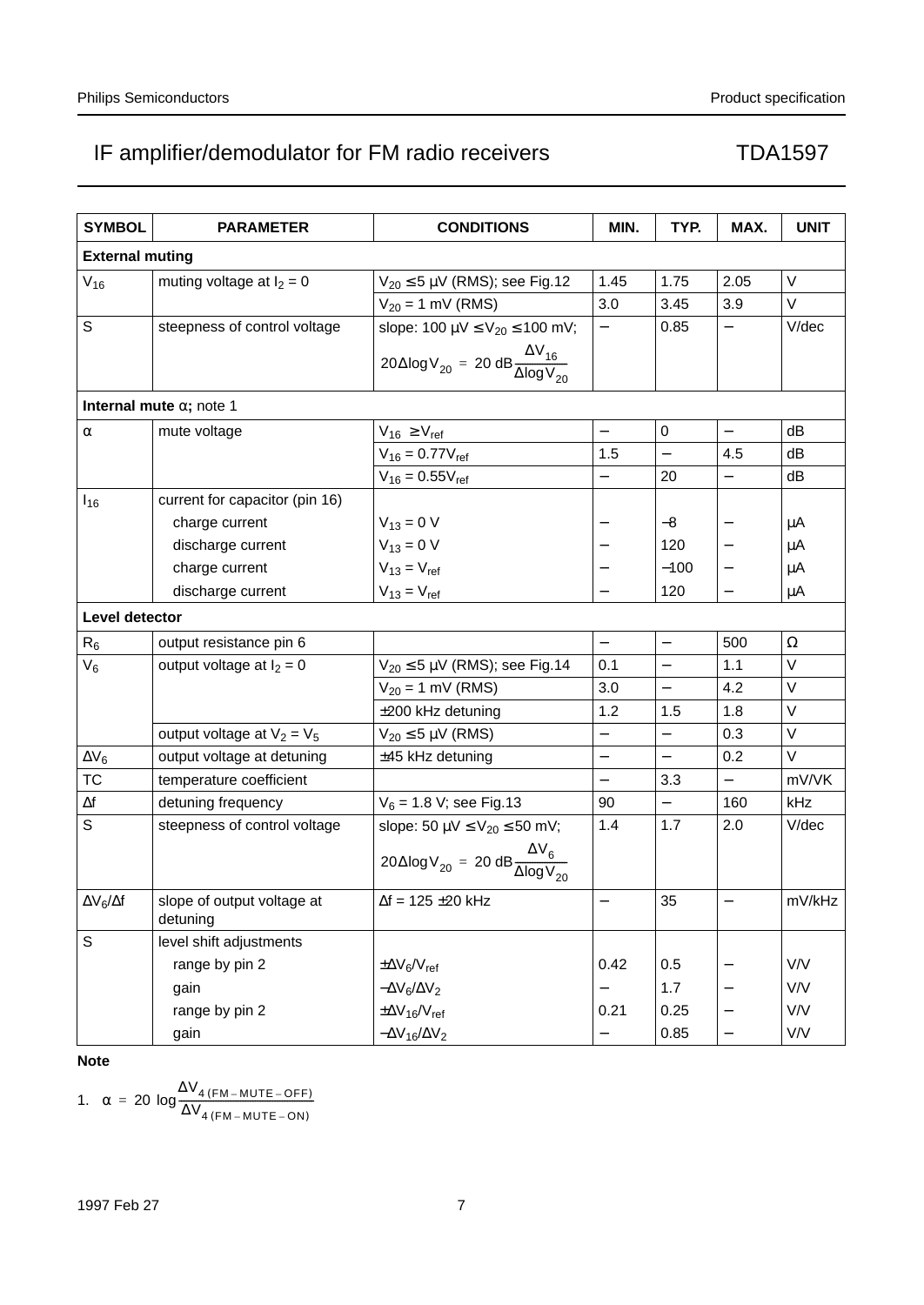| SYMBOL | PARAMETER | CONDITIONS | MIN. | TYP. | MAX. | UNIT |
|---|---|---|---|---|---|---|
| **External muting** | | | | | | |
| $V_{16}$ | muting voltage at $I_2 = 0$ | $V_{20} \leq 5$ μV (RMS); see Fig.12 | 1.45 | 1.75 | 2.05 | V |
| | | $V_{20} = 1$ mV (RMS) | 3.0 | 3.45 | 3.9 | V |
| S | steepness of control voltage | slope: 100 μV ≤ $V_{20}$ ≤ 100 mV; $20\Delta\log V_{20} = 20\text{ dB}\dfrac{\Delta V_{16}}{\Delta\log V_{20}}$ | − | 0.85 | − | V/dec |
| **Internal mute α; note 1** | | | | | | |
| α | mute voltage | $V_{16} \geq V_{ref}$ | − | 0 | − | dB |
| | | $V_{16} = 0.77V_{ref}$ | 1.5 | − | 4.5 | dB |
| | | $V_{16} = 0.55V_{ref}$ | − | 20 | − | dB |
| $I_{16}$ | current for capacitor (pin 16) | | | | | |
| | charge current | $V_{13} = 0$ V | − | −8 | − | μA |
| | discharge current | $V_{13} = 0$ V | − | 120 | − | μA |
| | charge current | $V_{13} = V_{ref}$ | − | −100 | − | μA |
| | discharge current | $V_{13} = V_{ref}$ | − | 120 | − | μA |
| **Level detector** | | | | | | |
| $R_6$ | output resistance pin 6 | | − | − | 500 | Ω |
| $V_6$ | output voltage at $I_2 = 0$ | $V_{20} \leq 5$ μV (RMS); see Fig.14 | 0.1 | − | 1.1 | V |
| | | $V_{20} = 1$ mV (RMS) | 3.0 | − | 4.2 | V |
| | | ±200 kHz detuning | 1.2 | 1.5 | 1.8 | V |
| | output voltage at $V_2 = V_5$ | $V_{20} \leq 5$ μV (RMS) | − | − | 0.3 | V |
| $\Delta V_6$ | output voltage at detuning | ±45 kHz detuning | − | − | 0.2 | V |
| TC | temperature coefficient | | − | 3.3 | − | mV/VK |
| Δf | detuning frequency | $V_6 = 1.8$ V; see Fig.13 | 90 | − | 160 | kHz |
| S | steepness of control voltage | slope: 50 μV ≤ $V_{20}$ ≤ 50 mV; $20\Delta\log V_{20} = 20\text{ dB}\dfrac{\Delta V_6}{\Delta\log V_{20}}$ | 1.4 | 1.7 | 2.0 | V/dec |
| $\Delta V_6/\Delta f$ | slope of output voltage at detuning | Δf = 125 ±20 kHz | − | 35 | − | mV/kHz |
| S | level shift adjustments | | | | | |
| | range by pin 2 | $\pm\Delta V_6/V_{ref}$ | 0.42 | 0.5 | − | V/V |
| | gain | $-\Delta V_6/\Delta V_2$ | − | 1.7 | − | V/V |
| | range by pin 2 | $\pm\Delta V_{16}/V_{ref}$ | 0.21 | 0.25 | − | V/V |
| | gain | $-\Delta V_{16}/\Delta V_2$ | − | 0.85 | − | V/V |

**Note**

1. $\alpha = 20\log\dfrac{\Delta V_{4\,(FM-MUTE-OFF)}}{\Delta V_{4\,(FM-MUTE-ON)}}$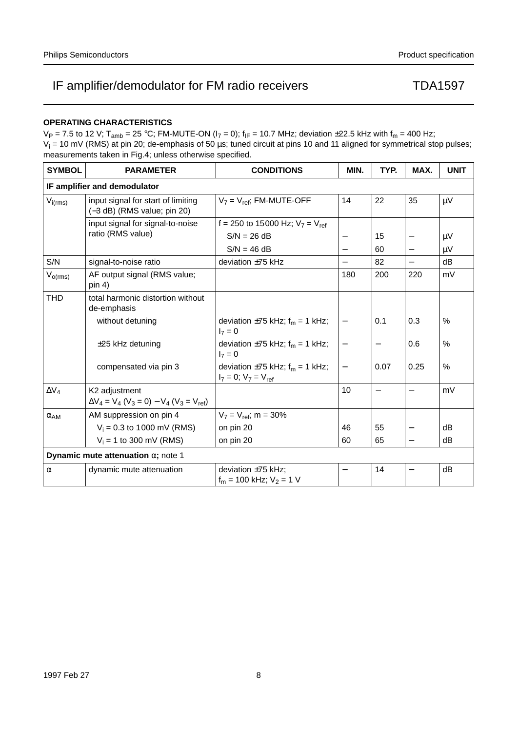#### OPERATING CHARACTERISTICS

$V_P$ = 7.5 to 12 V; $T_{amb}$ = 25 °C; FM-MUTE-ON ($I_7$ = 0); $f_{IF}$ = 10.7 MHz; deviation ±22.5 kHz with $f_m$ = 400 Hz; $V_i$ = 10 mV (RMS) at pin 20; de-emphasis of 50 µs; tuned circuit at pins 10 and 11 aligned for symmetrical stop pulses; measurements taken in Fig.4; unless otherwise specified.

| SYMBOL | PARAMETER | CONDITIONS | MIN. | TYP. | MAX. | UNIT |
|---|---|---|---|---|---|---|
| **IF amplifier and demodulator** | | | | | | |
| $V_{i(rms)}$ | input signal for start of limiting (−3 dB) (RMS value; pin 20) | $V_7 = V_{ref}$; FM-MUTE-OFF | 14 | 22 | 35 | µV |
| | input signal for signal-to-noise ratio (RMS value) | f = 250 to 15000 Hz; $V_7 = V_{ref}$ | | | | |
| | | S/N = 26 dB | − | 15 | − | µV |
| | | S/N = 46 dB | − | 60 | − | µV |
| S/N | signal-to-noise ratio | deviation ±75 kHz | − | 82 | − | dB |
| $V_{o(rms)}$ | AF output signal (RMS value; pin 4) | | 180 | 200 | 220 | mV |
| THD | total harmonic distortion without de-emphasis | | | | | |
| | without detuning | deviation ±75 kHz; $f_m$ = 1 kHz; $I_7$ = 0 | − | 0.1 | 0.3 | % |
| | ±25 kHz detuning | deviation ±75 kHz; $f_m$ = 1 kHz; $I_7$ = 0 | − | − | 0.6 | % |
| | compensated via pin 3 | deviation ±75 kHz; $f_m$ = 1 kHz; $I_7$ = 0; $V_7 = V_{ref}$ | − | 0.07 | 0.25 | % |
| $\Delta V_4$ | K2 adjustment $\Delta V_4 = V_4 (V_3 = 0) - V_4 (V_3 = V_{ref})$ | | 10 | − | − | mV |
| $\alpha_{AM}$ | AM suppression on pin 4 | $V_7 = V_{ref}$; m = 30% | | | | |
| | $V_i$ = 0.3 to 1000 mV (RMS) | on pin 20 | 46 | 55 | − | dB |
| | $V_i$ = 1 to 300 mV (RMS) | on pin 20 | 60 | 65 | − | dB |
| **Dynamic mute attenuation α; note 1** | | | | | | |
| α | dynamic mute attenuation | deviation ±75 kHz; $f_m$ = 100 kHz; $V_2$ = 1 V | − | 14 | − | dB |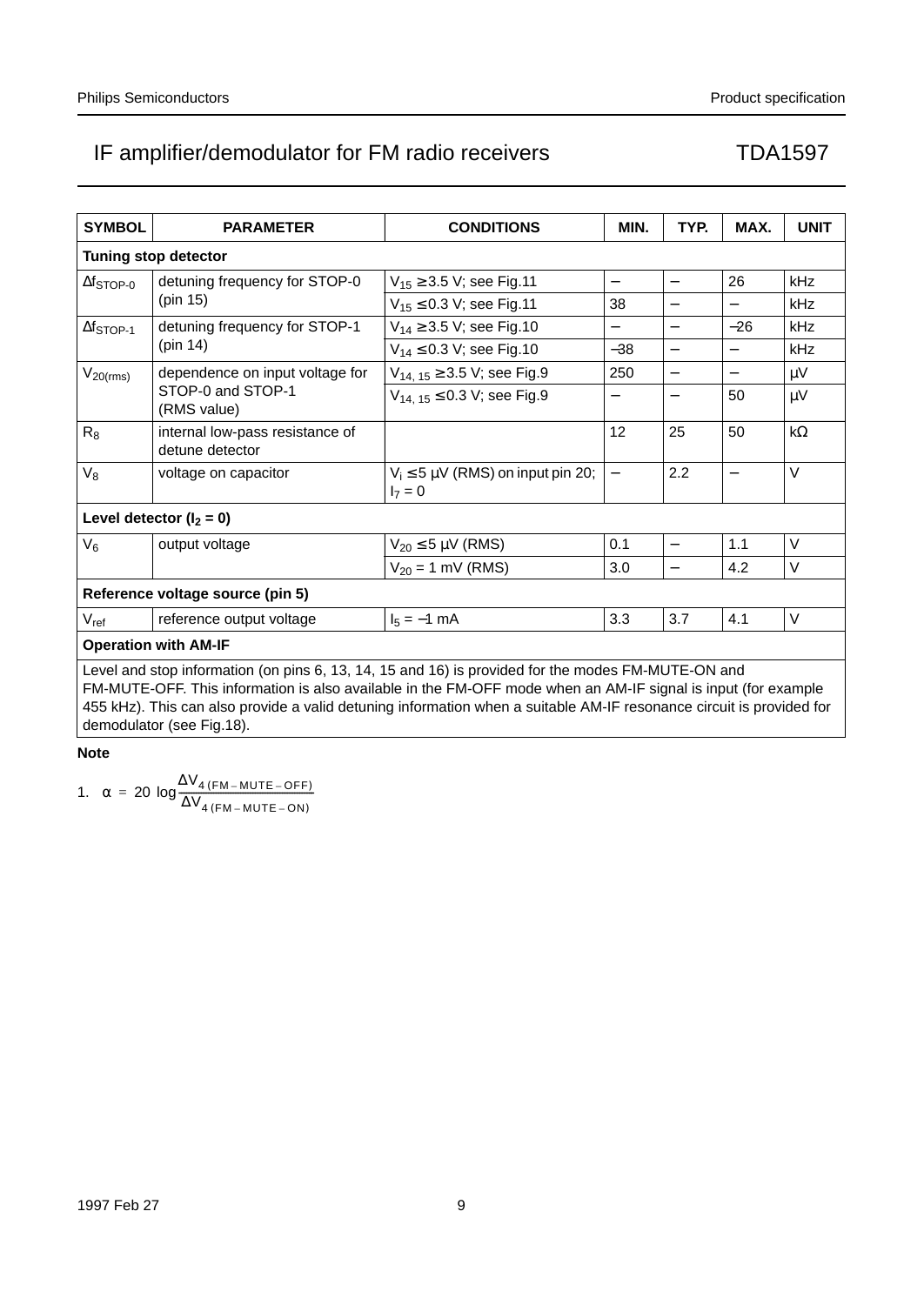| SYMBOL | PARAMETER | CONDITIONS | MIN. | TYP. | MAX. | UNIT |
|---|---|---|---|---|---|---|
| **Tuning stop detector** | | | | | | |
| $\Delta f_{STOP-0}$ | detuning frequency for STOP-0 (pin 15) | $V_{15} \geq 3.5$ V; see Fig.11 | − | − | 26 | kHz |
| | | $V_{15} \leq 0.3$ V; see Fig.11 | 38 | − | − | kHz |
| $\Delta f_{STOP-1}$ | detuning frequency for STOP-1 (pin 14) | $V_{14} \geq 3.5$ V; see Fig.10 | − | − | −26 | kHz |
| | | $V_{14} \leq 0.3$ V; see Fig.10 | −38 | − | − | kHz |
| $V_{20(rms)}$ | dependence on input voltage for STOP-0 and STOP-1 (RMS value) | $V_{14,\,15} \geq 3.5$ V; see Fig.9 | 250 | − | − | μV |
| | | $V_{14,\,15} \leq 0.3$ V; see Fig.9 | − | − | 50 | μV |
| $R_8$ | internal low-pass resistance of detune detector | | 12 | 25 | 50 | kΩ |
| $V_8$ | voltage on capacitor | $V_i \leq 5$ μV (RMS) on input pin 20; $I_7 = 0$ | − | 2.2 | − | V |
| **Level detector ($I_2 = 0$)** | | | | | | |
| $V_6$ | output voltage | $V_{20} \leq 5$ μV (RMS) | 0.1 | − | 1.1 | V |
| | | $V_{20} = 1$ mV (RMS) | 3.0 | − | 4.2 | V |
| **Reference voltage source (pin 5)** | | | | | | |
| $V_{ref}$ | reference output voltage | $I_5 = -1$ mA | 3.3 | 3.7 | 4.1 | V |
| **Operation with AM-IF** | | | | | | |
| Level and stop information (on pins 6, 13, 14, 15 and 16) is provided for the modes FM-MUTE-ON and FM-MUTE-OFF. This information is also available in the FM-OFF mode when an AM-IF signal is input (for example 455 kHz). This can also provide a valid detuning information when a suitable AM-IF resonance circuit is provided for demodulator (see Fig.18). | | | | | | |

**Note**

1. $\alpha = 20\ \log \dfrac{\Delta V_{4\,(FM-MUTE-OFF)}}{\Delta V_{4\,(FM-MUTE-ON)}}$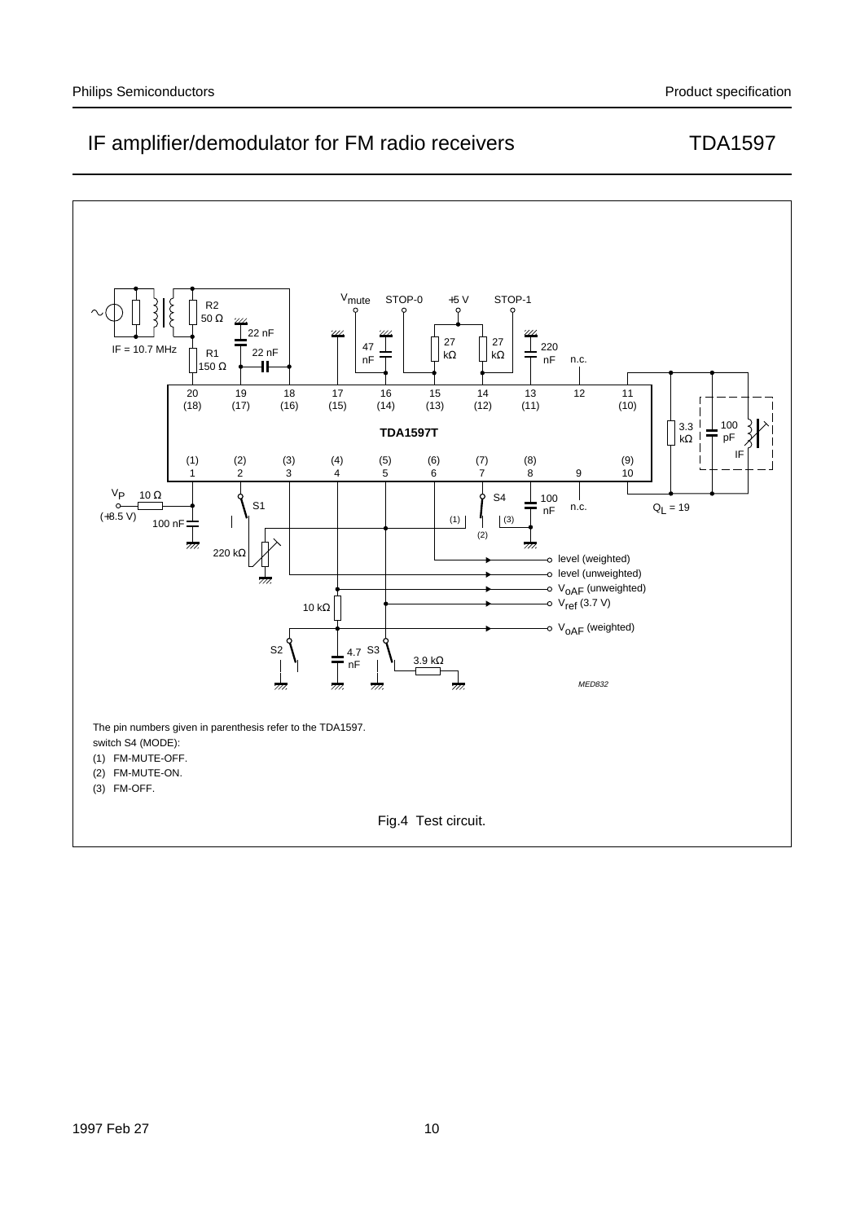The pin numbers given in parenthesis refer to the TDA1597.

switch S4 (MODE):

(1) FM-MUTE-OFF.

(2) FM-MUTE-ON.

(3) FM-OFF.

Fig.4 Test circuit.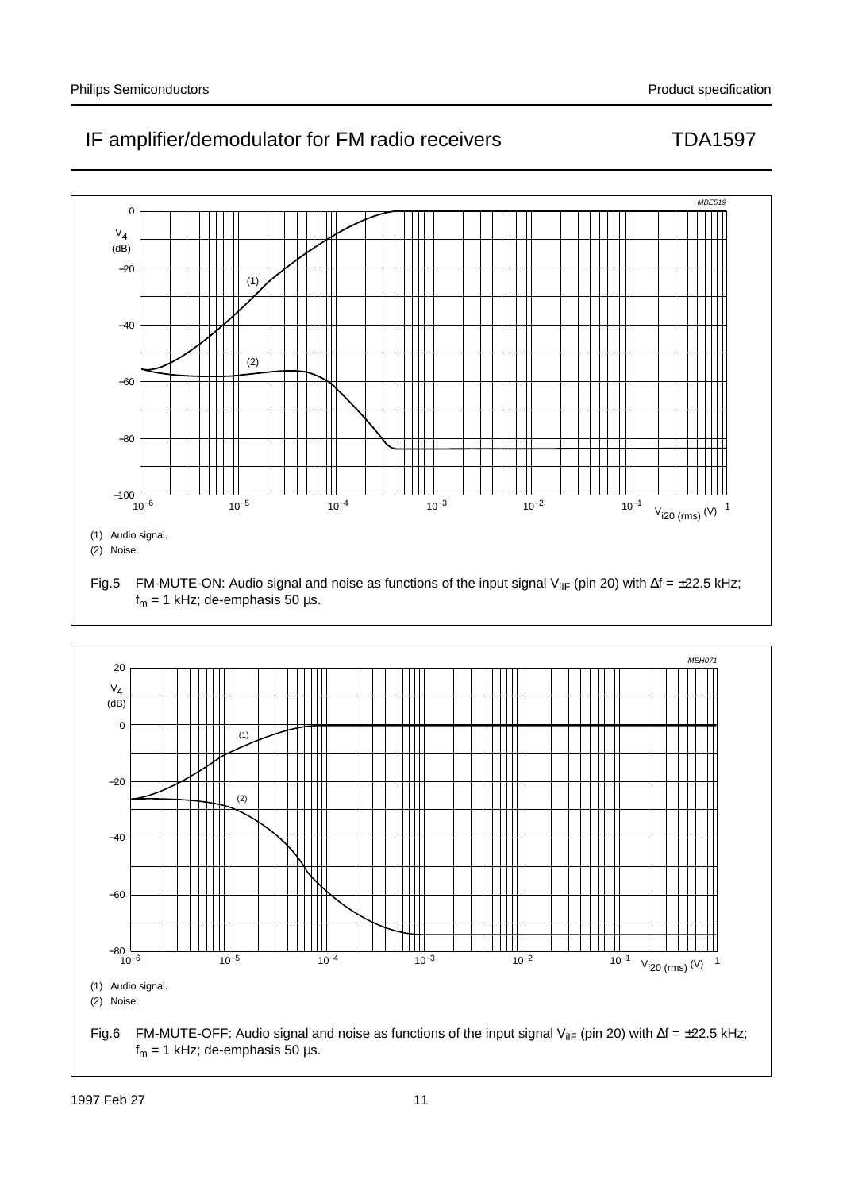(1) Audio signal.

(2) Noise.

Fig.5 FM-MUTE-ON: Audio signal and noise as functions of the input signal $V_{iIF}$ (pin 20) with Δf = ±22.5 kHz; $f_m$ = 1 kHz; de-emphasis 50 µs.

(1) Audio signal.

(2) Noise.

Fig.6 FM-MUTE-OFF: Audio signal and noise as functions of the input signal $V_{iIF}$ (pin 20) with Δf = ±22.5 kHz; $f_m$ = 1 kHz; de-emphasis 50 µs.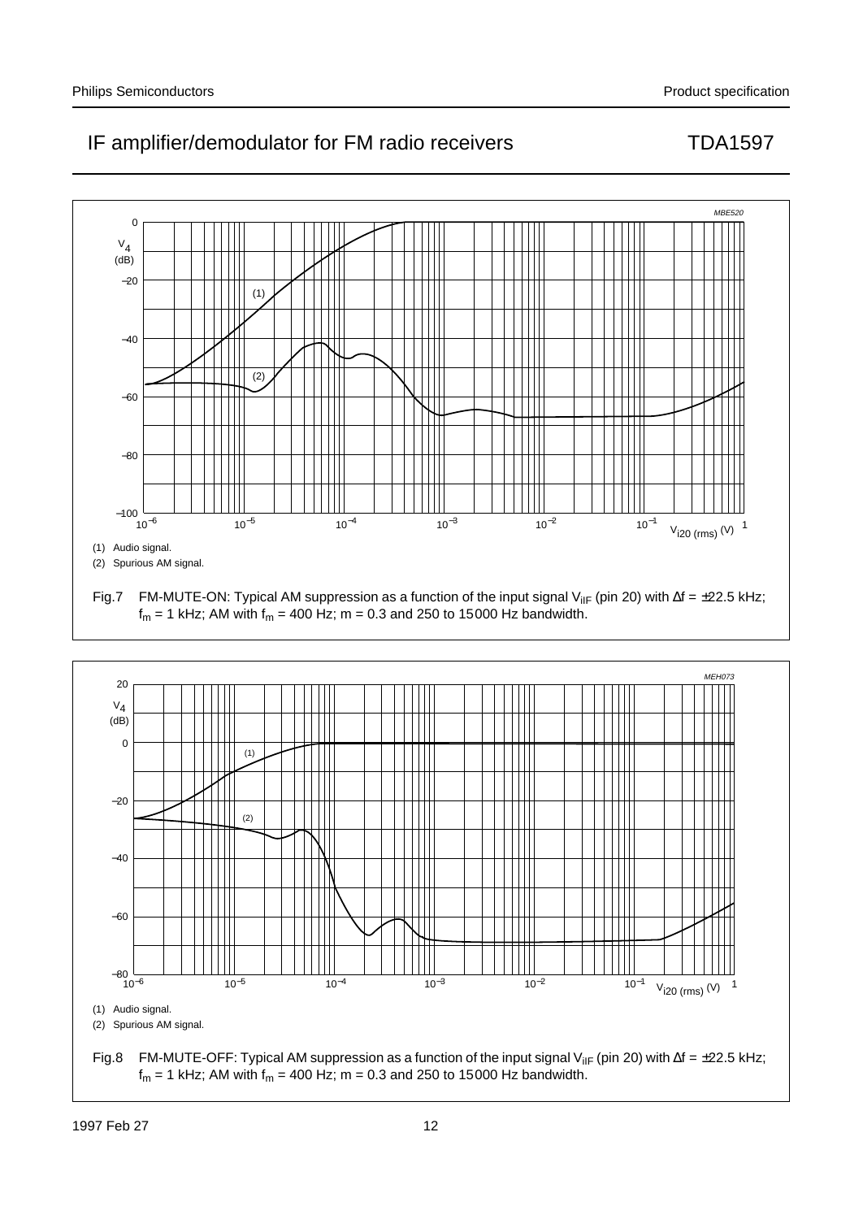(1) Audio signal.

(2) Spurious AM signal.

Fig.7 FM-MUTE-ON: Typical AM suppression as a function of the input signal $V_{iIF}$ (pin 20) with Δf = ±22.5 kHz; $f_m$ = 1 kHz; AM with $f_m$ = 400 Hz; m = 0.3 and 250 to 15000 Hz bandwidth.

(1) Audio signal.

(2) Spurious AM signal.

Fig.8 FM-MUTE-OFF: Typical AM suppression as a function of the input signal $V_{iIF}$ (pin 20) with Δf = ±22.5 kHz; $f_m$ = 1 kHz; AM with $f_m$ = 400 Hz; m = 0.3 and 250 to 15000 Hz bandwidth.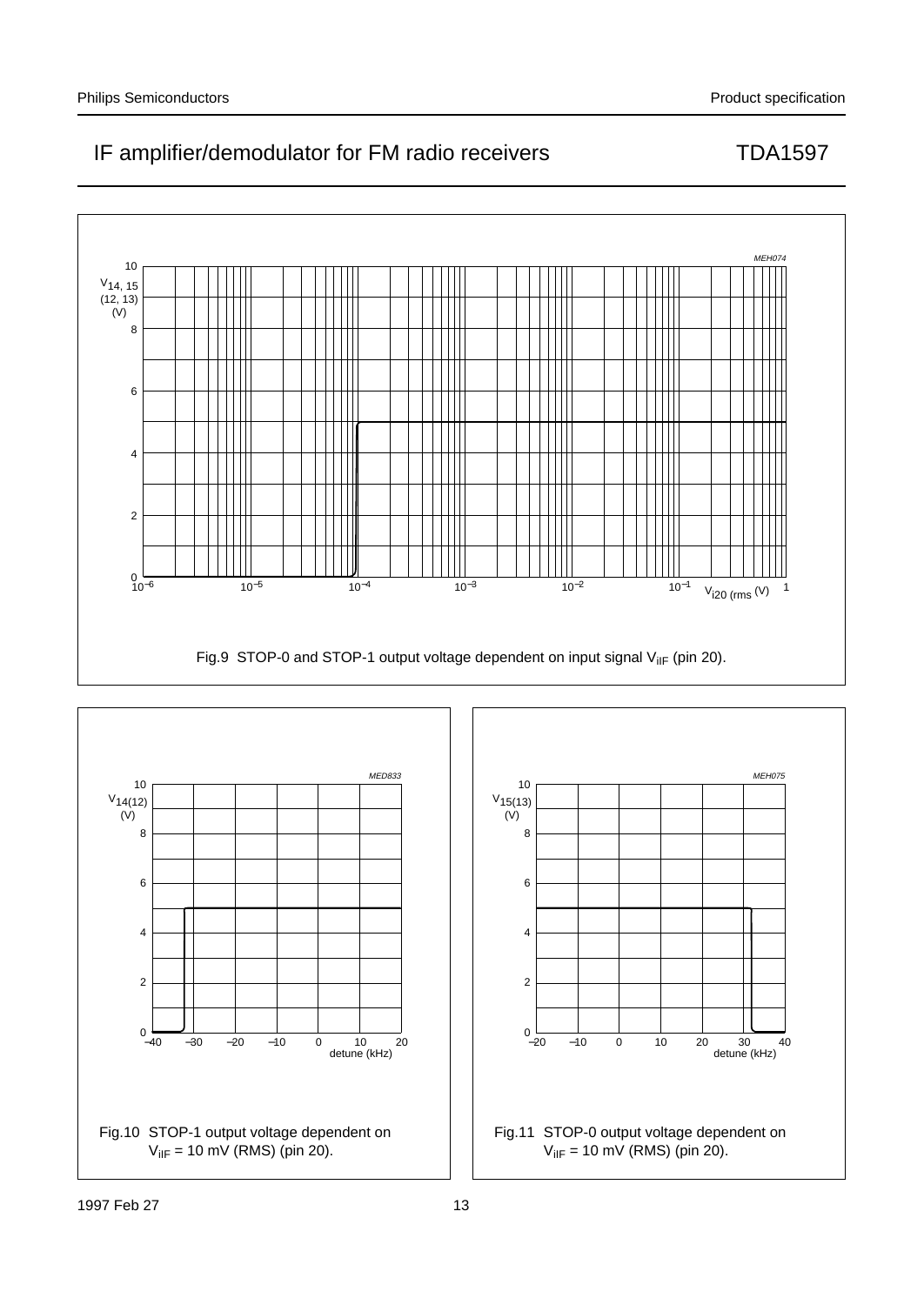Fig.9 STOP-0 and STOP-1 output voltage dependent on input signal $V_{iIF}$ (pin 20).

Fig.10 STOP-1 output voltage dependent on $V_{iIF}$ = 10 mV (RMS) (pin 20).

Fig.11 STOP-0 output voltage dependent on $V_{iIF}$ = 10 mV (RMS) (pin 20).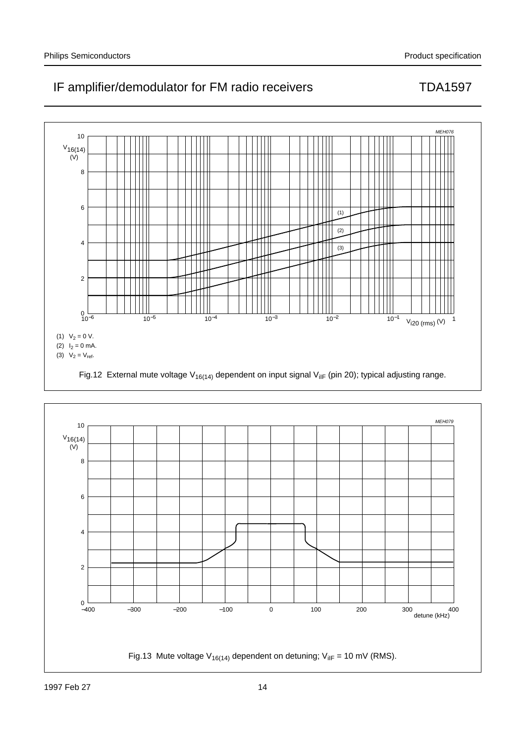MEH076

(1) $V_2$ = 0 V.

(2) $I_2$ = 0 mA.

(3) $V_2 = V_{ref}$.

Fig.12 External mute voltage $V_{16(14)}$ dependent on input signal $V_{iIF}$ (pin 20); typical adjusting range.

MEH079

Fig.13 Mute voltage $V_{16(14)}$ dependent on detuning; $V_{iIF}$ = 10 mV (RMS).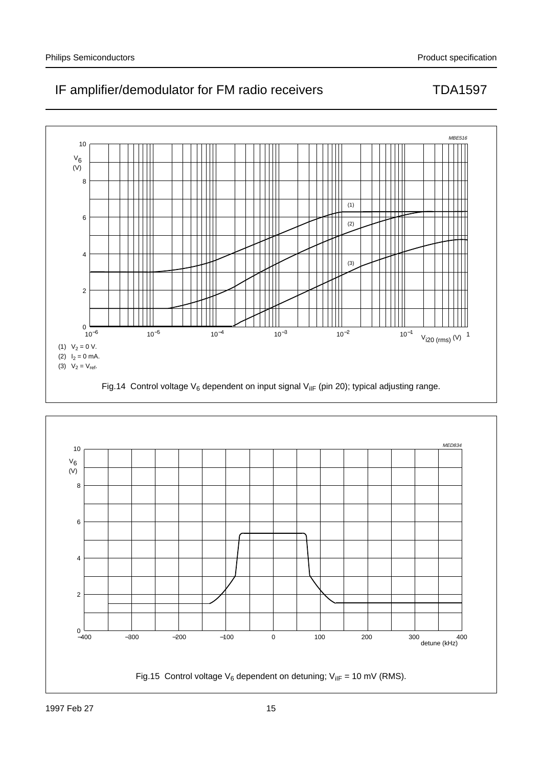(1) $V_2$ = 0 V.

(2) $I_2$ = 0 mA.

(3) $V_2 = V_{ref}$.

Fig.14 Control voltage $V_6$ dependent on input signal $V_{iIF}$ (pin 20); typical adjusting range.

Fig.15 Control voltage $V_6$ dependent on detuning; $V_{iIF}$ = 10 mV (RMS).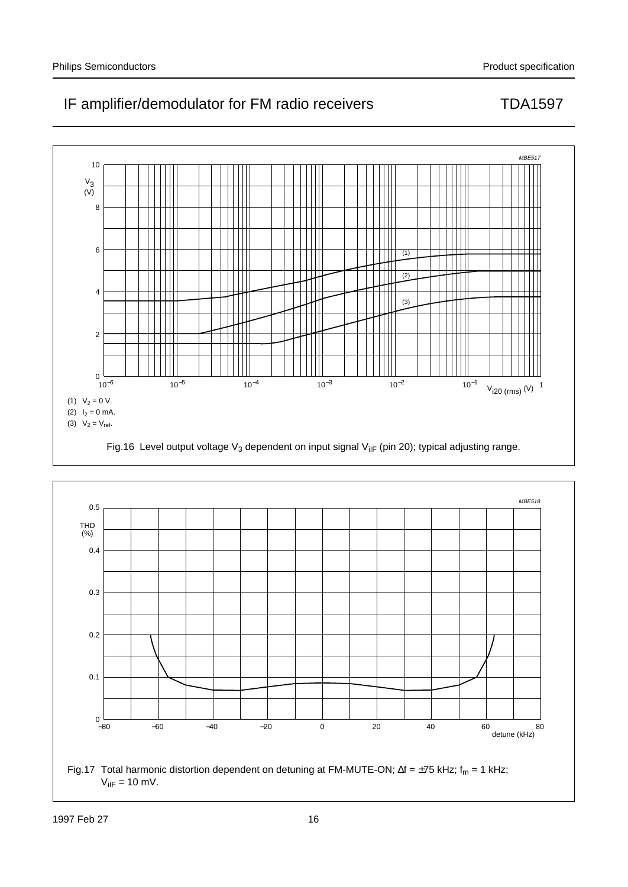(1) $V_2 = 0$ V.

(2) $I_2 = 0$ mA.

(3) $V_2 = V_{ref}$.

Fig.16 Level output voltage $V_3$ dependent on input signal $V_{iIF}$ (pin 20); typical adjusting range.

Fig.17 Total harmonic distortion dependent on detuning at FM-MUTE-ON; $\Delta f = \pm 75$ kHz; $f_m = 1$ kHz; $V_{iIF} = 10$ mV.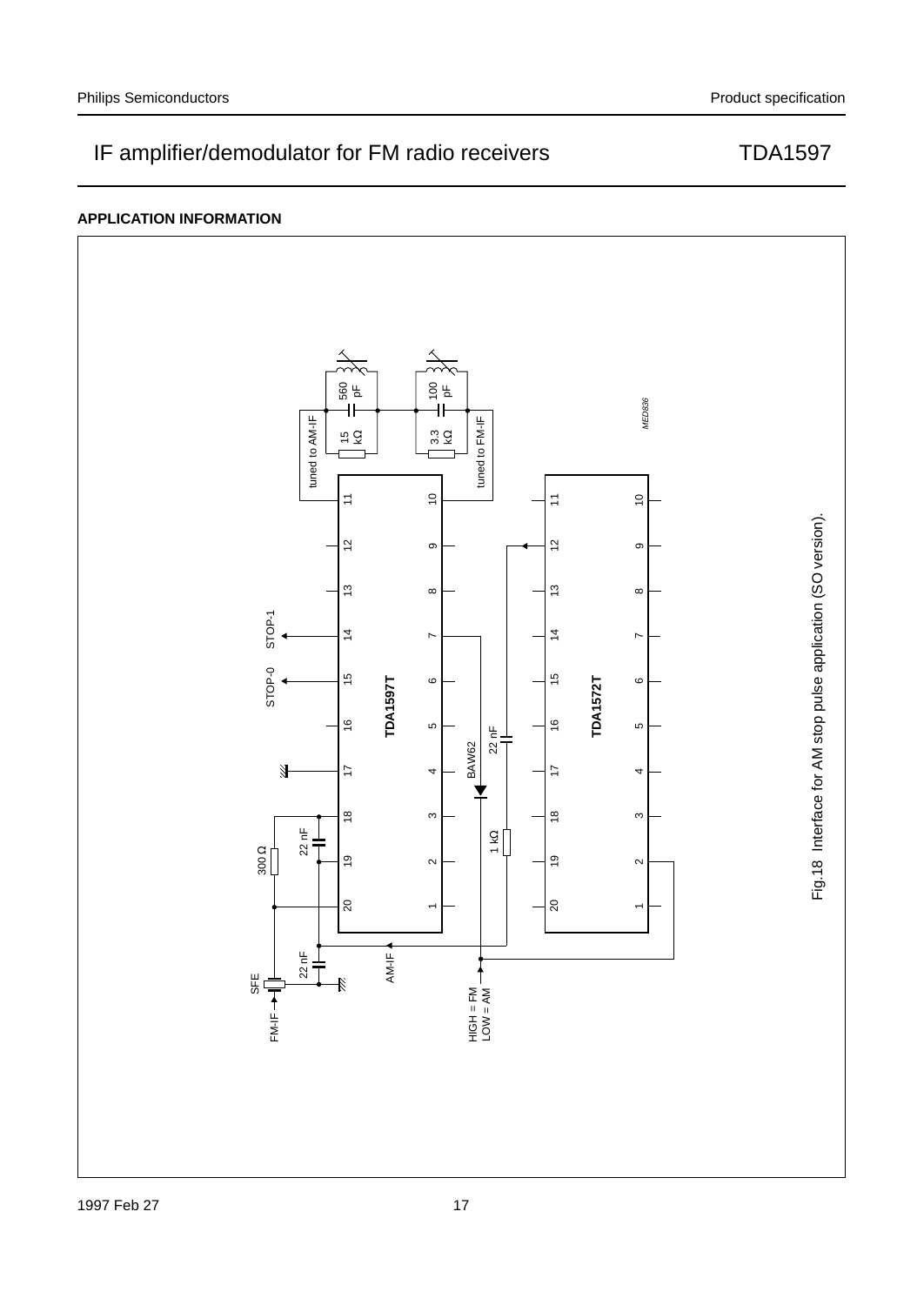## APPLICATION INFORMATION

Fig.18 Interface for AM stop pulse application (SO version).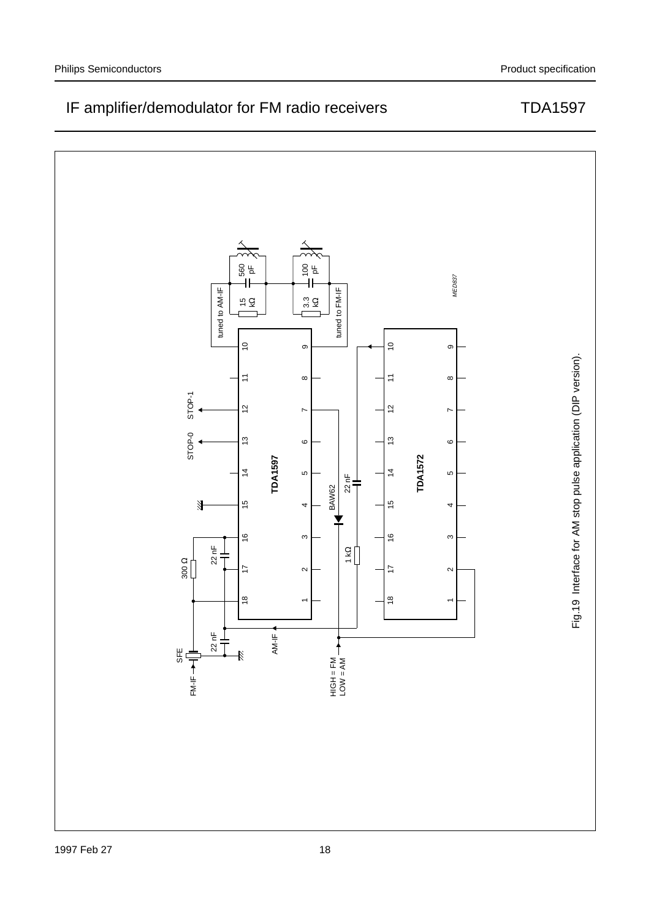Fig.19 Interface for AM stop pulse application (DIP version).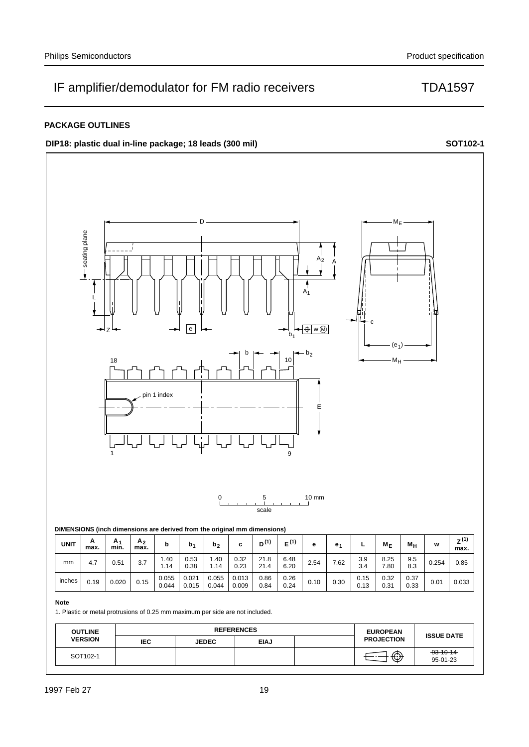## PACKAGE OUTLINES

**DIP18: plastic dual in-line package; 18 leads (300 mil)** **SOT102-1**

**DIMENSIONS (inch dimensions are derived from the original mm dimensions)**

| UNIT | A max. | $A_1$ min. | $A_2$ max. | b | $b_1$ | $b_2$ | c | $D^{(1)}$ | $E^{(1)}$ | e | $e_1$ | L | $M_E$ | $M_H$ | w | $Z^{(1)}$ max. |
|---|---|---|---|---|---|---|---|---|---|---|---|---|---|---|---|---|
| mm | 4.7 | 0.51 | 3.7 | 1.40<br>1.14 | 0.53<br>0.38 | 1.40<br>1.14 | 0.32<br>0.23 | 21.8<br>21.4 | 6.48<br>6.20 | 2.54 | 7.62 | 3.9<br>3.4 | 8.25<br>7.80 | 9.5<br>8.3 | 0.254 | 0.85 |
| inches | 0.19 | 0.020 | 0.15 | 0.055<br>0.044 | 0.021<br>0.015 | 0.055<br>0.044 | 0.013<br>0.009 | 0.86<br>0.84 | 0.26<br>0.24 | 0.10 | 0.30 | 0.15<br>0.13 | 0.32<br>0.31 | 0.37<br>0.33 | 0.01 | 0.033 |

**Note**

1. Plastic or metal protrusions of 0.25 mm maximum per side are not included.

| OUTLINE VERSION | REFERENCES | | | | EUROPEAN PROJECTION | ISSUE DATE |
|---|---|---|---|---|---|---|
| | IEC | JEDEC | EIAJ | | | |
| SOT102-1 | | | | | | ~~93-10-14~~<br>95-01-23 |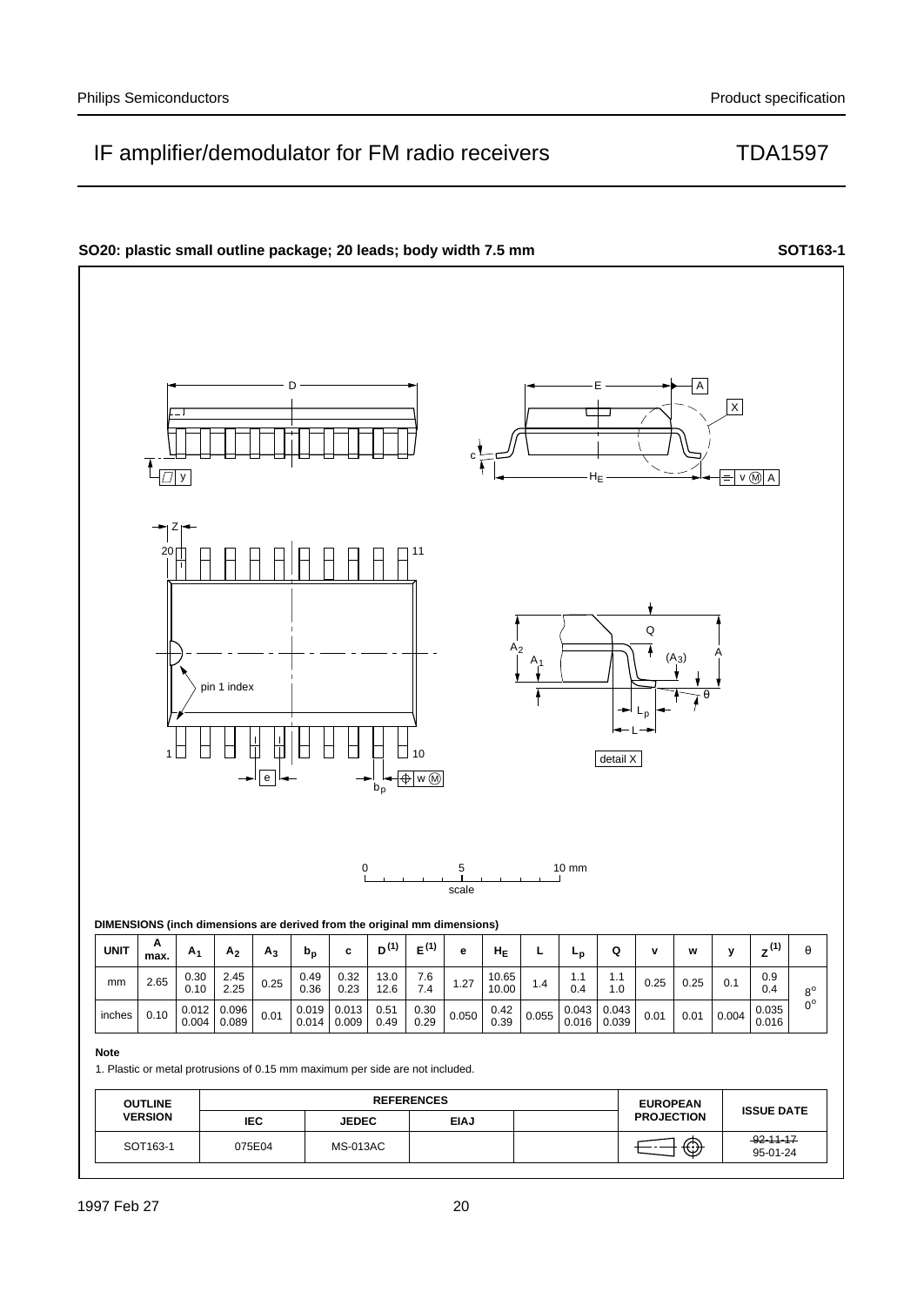**SO20: plastic small outline package; 20 leads; body width 7.5 mm** **SOT163-1**

**DIMENSIONS (inch dimensions are derived from the original mm dimensions)**

| UNIT | A max. | $A_1$ | $A_2$ | $A_3$ | $b_p$ | c | $D^{(1)}$ | $E^{(1)}$ | e | $H_E$ | L | $L_p$ | Q | v | w | y | $Z^{(1)}$ | θ |
|---|---|---|---|---|---|---|---|---|---|---|---|---|---|---|---|---|---|---|
| mm | 2.65 | 0.30 0.10 | 2.45 2.25 | 0.25 | 0.49 0.36 | 0.32 0.23 | 13.0 12.6 | 7.6 7.4 | 1.27 | 10.65 10.00 | 1.4 | 1.1 0.4 | 1.1 1.0 | 0.25 | 0.25 | 0.1 | 0.9 0.4 | 8° 0° |
| inches | 0.10 | 0.012 0.004 | 0.096 0.089 | 0.01 | 0.019 0.014 | 0.013 0.009 | 0.51 0.49 | 0.30 0.29 | 0.050 | 0.42 0.39 | 0.055 | 0.043 0.016 | 0.043 0.039 | 0.01 | 0.01 | 0.004 | 0.035 0.016 | |

**Note**

1. Plastic or metal protrusions of 0.15 mm maximum per side are not included.

| OUTLINE VERSION | REFERENCES | | | | EUROPEAN PROJECTION | ISSUE DATE |
|---|---|---|---|---|---|---|
| | IEC | JEDEC | EIAJ | | | |
| SOT163-1 | 075E04 | MS-013AC | | | | ~~92-11-17~~ 95-01-24 |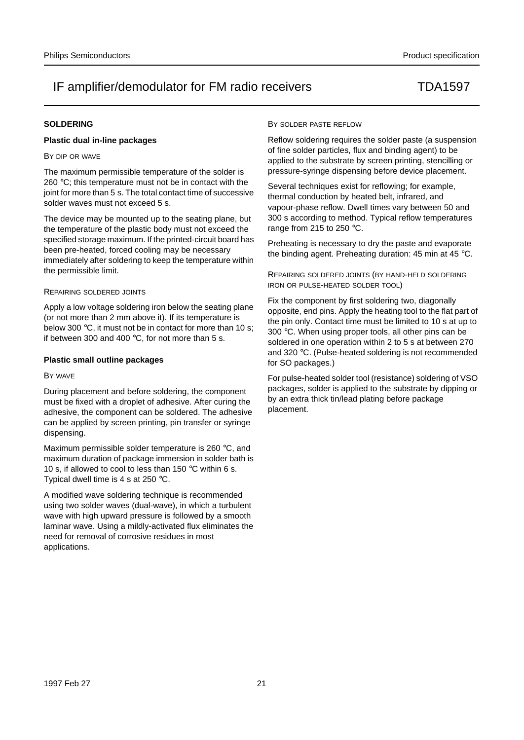## SOLDERING

### Plastic dual in-line packages

BY DIP OR WAVE

The maximum permissible temperature of the solder is 260 °C; this temperature must not be in contact with the joint for more than 5 s. The total contact time of successive solder waves must not exceed 5 s.

The device may be mounted up to the seating plane, but the temperature of the plastic body must not exceed the specified storage maximum. If the printed-circuit board has been pre-heated, forced cooling may be necessary immediately after soldering to keep the temperature within the permissible limit.

REPAIRING SOLDERED JOINTS

Apply a low voltage soldering iron below the seating plane (or not more than 2 mm above it). If its temperature is below 300 °C, it must not be in contact for more than 10 s; if between 300 and 400 °C, for not more than 5 s.

### Plastic small outline packages

BY WAVE

During placement and before soldering, the component must be fixed with a droplet of adhesive. After curing the adhesive, the component can be soldered. The adhesive can be applied by screen printing, pin transfer or syringe dispensing.

Maximum permissible solder temperature is 260 °C, and maximum duration of package immersion in solder bath is 10 s, if allowed to cool to less than 150 °C within 6 s. Typical dwell time is 4 s at 250 °C.

A modified wave soldering technique is recommended using two solder waves (dual-wave), in which a turbulent wave with high upward pressure is followed by a smooth laminar wave. Using a mildly-activated flux eliminates the need for removal of corrosive residues in most applications.

BY SOLDER PASTE REFLOW

Reflow soldering requires the solder paste (a suspension of fine solder particles, flux and binding agent) to be applied to the substrate by screen printing, stencilling or pressure-syringe dispensing before device placement.

Several techniques exist for reflowing; for example, thermal conduction by heated belt, infrared, and vapour-phase reflow. Dwell times vary between 50 and 300 s according to method. Typical reflow temperatures range from 215 to 250 °C.

Preheating is necessary to dry the paste and evaporate the binding agent. Preheating duration: 45 min at 45 °C.

REPAIRING SOLDERED JOINTS (BY HAND-HELD SOLDERING IRON OR PULSE-HEATED SOLDER TOOL)

Fix the component by first soldering two, diagonally opposite, end pins. Apply the heating tool to the flat part of the pin only. Contact time must be limited to 10 s at up to 300 °C. When using proper tools, all other pins can be soldered in one operation within 2 to 5 s at between 270 and 320 °C. (Pulse-heated soldering is not recommended for SO packages.)

For pulse-heated solder tool (resistance) soldering of VSO packages, solder is applied to the substrate by dipping or by an extra thick tin/lead plating before package placement.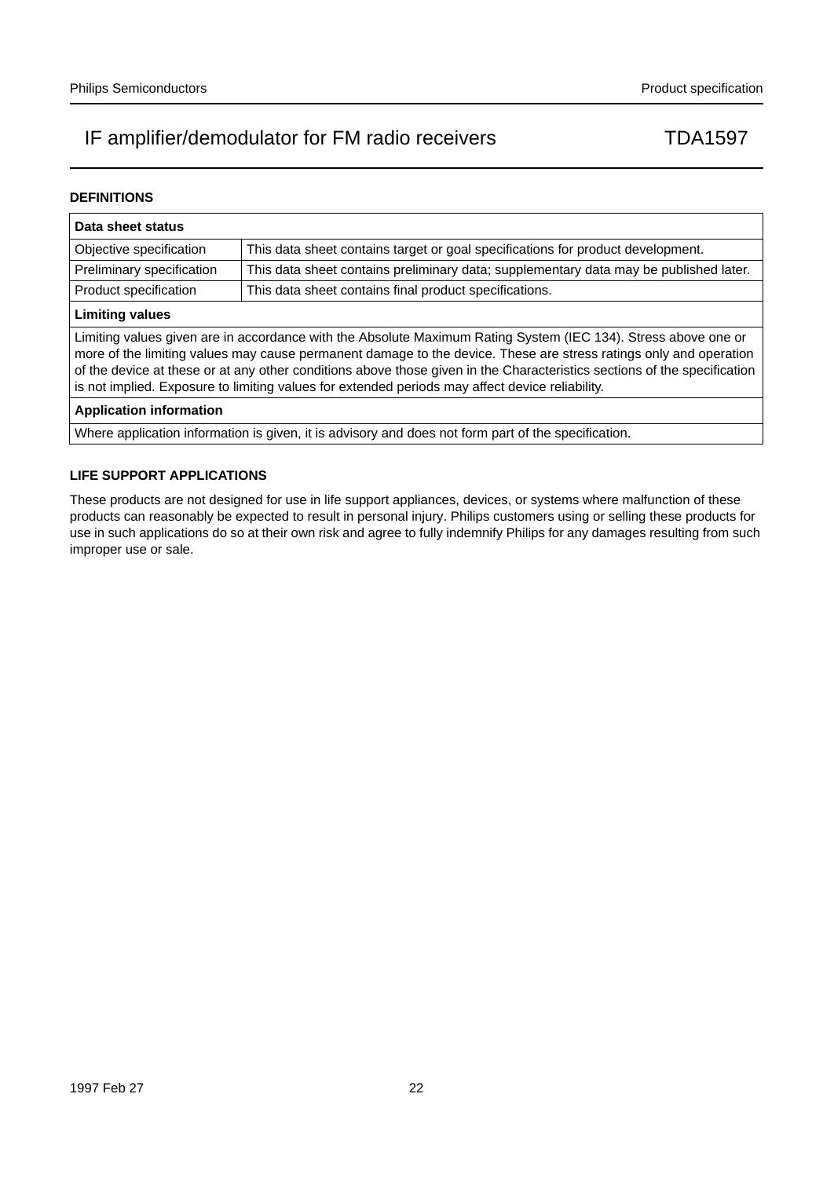## DEFINITIONS

| Data sheet status | |
|---|---|
| Objective specification | This data sheet contains target or goal specifications for product development. |
| Preliminary specification | This data sheet contains preliminary data; supplementary data may be published later. |
| Product specification | This data sheet contains final product specifications. |
| **Limiting values** | |
| Limiting values given are in accordance with the Absolute Maximum Rating System (IEC 134). Stress above one or more of the limiting values may cause permanent damage to the device. These are stress ratings only and operation of the device at these or at any other conditions above those given in the Characteristics sections of the specification is not implied. Exposure to limiting values for extended periods may affect device reliability. | |
| **Application information** | |
| Where application information is given, it is advisory and does not form part of the specification. | |

## LIFE SUPPORT APPLICATIONS

These products are not designed for use in life support appliances, devices, or systems where malfunction of these products can reasonably be expected to result in personal injury. Philips customers using or selling these products for use in such applications do so at their own risk and agree to fully indemnify Philips for any damages resulting from such improper use or sale.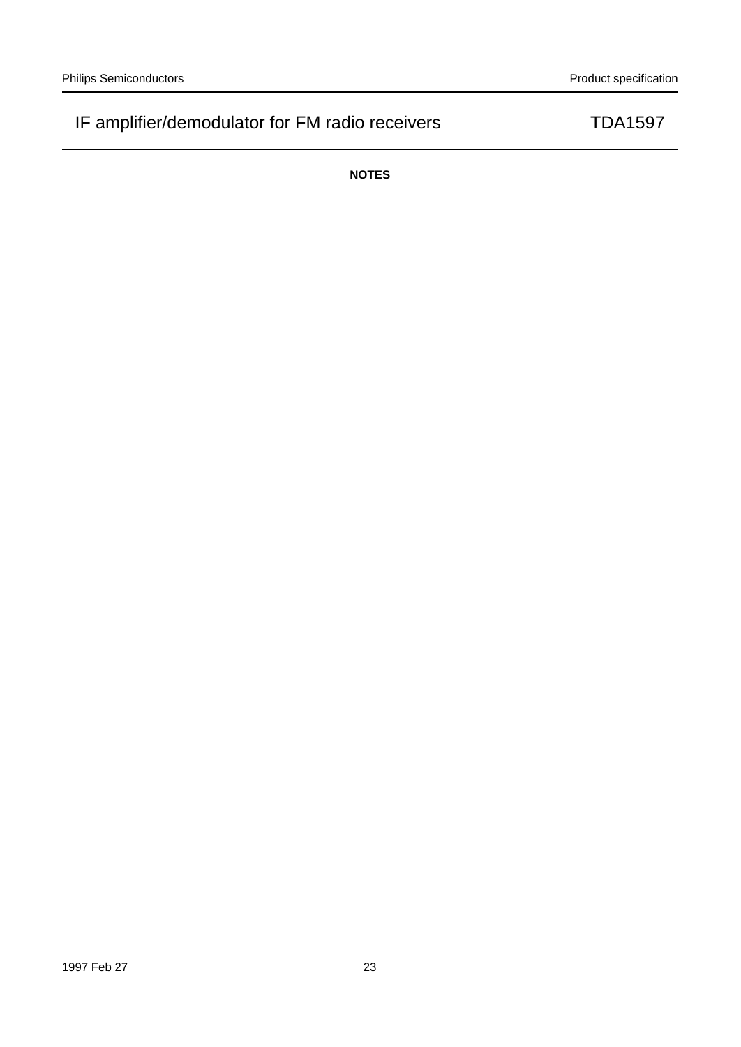**NOTES**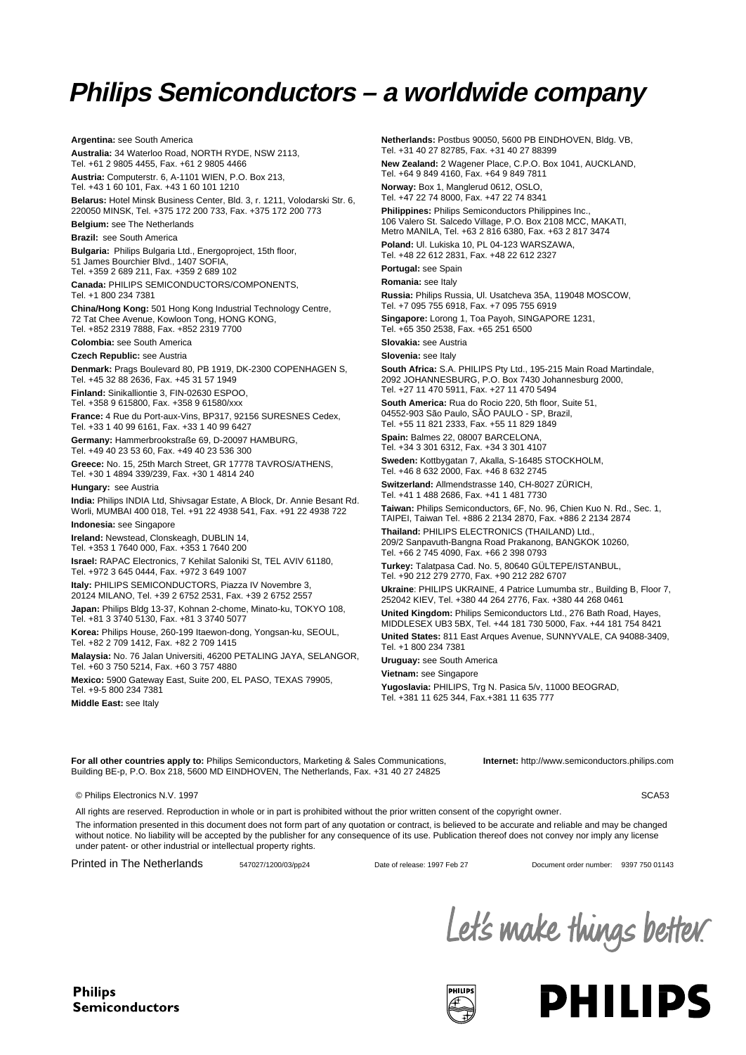# Philips Semiconductors – a worldwide company

**Argentina:** see South America

**Australia:** 34 Waterloo Road, NORTH RYDE, NSW 2113, Tel. +61 2 9805 4455, Fax. +61 2 9805 4466

**Austria:** Computerstr. 6, A-1101 WIEN, P.O. Box 213, Tel. +43 1 60 101, Fax. +43 1 60 101 1210

**Belarus:** Hotel Minsk Business Center, Bld. 3, r. 1211, Volodarski Str. 6, 220050 MINSK, Tel. +375 172 200 733, Fax. +375 172 200 773

**Belgium:** see The Netherlands

**Brazil:** see South America

**Bulgaria:** Philips Bulgaria Ltd., Energoproject, 15th floor, 51 James Bourchier Blvd., 1407 SOFIA, Tel. +359 2 689 211, Fax. +359 2 689 102

**Canada:** PHILIPS SEMICONDUCTORS/COMPONENTS, Tel. +1 800 234 7381

**China/Hong Kong:** 501 Hong Kong Industrial Technology Centre, 72 Tat Chee Avenue, Kowloon Tong, HONG KONG, Tel. +852 2319 7888, Fax. +852 2319 7700

**Colombia:** see South America

**Czech Republic:** see Austria

**Denmark:** Prags Boulevard 80, PB 1919, DK-2300 COPENHAGEN S, Tel. +45 32 88 2636, Fax. +45 31 57 1949

**Finland:** Sinikalliontie 3, FIN-02630 ESPOO, Tel. +358 9 615800, Fax. +358 9 61580/xxx

**France:** 4 Rue du Port-aux-Vins, BP317, 92156 SURESNES Cedex, Tel. +33 1 40 99 6161, Fax. +33 1 40 99 6427

**Germany:** Hammerbrookstraße 69, D-20097 HAMBURG, Tel. +49 40 23 53 60, Fax. +49 40 23 536 300

**Greece:** No. 15, 25th March Street, GR 17778 TAVROS/ATHENS, Tel. +30 1 4894 339/239, Fax. +30 1 4814 240

**Hungary:** see Austria

**India:** Philips INDIA Ltd, Shivsagar Estate, A Block, Dr. Annie Besant Rd. Worli, MUMBAI 400 018, Tel. +91 22 4938 541, Fax. +91 22 4938 722

**Indonesia:** see Singapore

**Ireland:** Newstead, Clonskeagh, DUBLIN 14, Tel. +353 1 7640 000, Fax. +353 1 7640 200

**Israel:** RAPAC Electronics, 7 Kehilat Saloniki St, TEL AVIV 61180, Tel. +972 3 645 0444, Fax. +972 3 649 1007

**Italy:** PHILIPS SEMICONDUCTORS, Piazza IV Novembre 3, 20124 MILANO, Tel. +39 2 6752 2531, Fax. +39 2 6752 2557

**Japan:** Philips Bldg 13-37, Kohnan 2-chome, Minato-ku, TOKYO 108, Tel. +81 3 3740 5130, Fax. +81 3 3740 5077

**Korea:** Philips House, 260-199 Itaewon-dong, Yongsan-ku, SEOUL, Tel. +82 2 709 1412, Fax. +82 2 709 1415

**Malaysia:** No. 76 Jalan Universiti, 46200 PETALING JAYA, SELANGOR, Tel. +60 3 750 5214, Fax. +60 3 757 4880

**Mexico:** 5900 Gateway East, Suite 200, EL PASO, TEXAS 79905, Tel. +9-5 800 234 7381

**Middle East:** see Italy

**Netherlands:** Postbus 90050, 5600 PB EINDHOVEN, Bldg. VB, Tel. +31 40 27 82785, Fax. +31 40 27 88399

**New Zealand:** 2 Wagener Place, C.P.O. Box 1041, AUCKLAND, Tel. +64 9 849 4160, Fax. +64 9 849 7811

**Norway:** Box 1, Manglerud 0612, OSLO, Tel. +47 22 74 8000, Fax. +47 22 74 8341

**Philippines:** Philips Semiconductors Philippines Inc., 106 Valero St. Salcedo Village, P.O. Box 2108 MCC, MAKATI, Metro MANILA, Tel. +63 2 816 6380, Fax. +63 2 817 3474

**Poland:** Ul. Lukiska 10, PL 04-123 WARSZAWA, Tel. +48 22 612 2831, Fax. +48 22 612 2327

**Portugal:** see Spain

**Romania:** see Italy

**Russia:** Philips Russia, Ul. Usatcheva 35A, 119048 MOSCOW, Tel. +7 095 755 6918, Fax. +7 095 755 6919

**Singapore:** Lorong 1, Toa Payoh, SINGAPORE 1231, Tel. +65 350 2538, Fax. +65 251 6500

**Slovakia:** see Austria

**Slovenia:** see Italy

**South Africa:** S.A. PHILIPS Pty Ltd., 195-215 Main Road Martindale, 2092 JOHANNESBURG, P.O. Box 7430 Johannesburg 2000, Tel. +27 11 470 5911, Fax. +27 11 470 5494

**South America:** Rua do Rocio 220, 5th floor, Suite 51, 04552-903 São Paulo, SÃO PAULO - SP, Brazil, Tel. +55 11 821 2333, Fax. +55 11 829 1849

**Spain:** Balmes 22, 08007 BARCELONA, Tel. +34 3 301 6312, Fax. +34 3 301 4107

**Sweden:** Kottbygatan 7, Akalla, S-16485 STOCKHOLM, Tel. +46 8 632 2000, Fax. +46 8 632 2745

**Switzerland:** Allmendstrasse 140, CH-8027 ZÜRICH, Tel. +41 1 488 2686, Fax. +41 1 481 7730

**Taiwan:** Philips Semiconductors, 6F, No. 96, Chien Kuo N. Rd., Sec. 1, TAIPEI, Taiwan Tel. +886 2 2134 2870, Fax. +886 2 2134 2874

**Thailand:** PHILIPS ELECTRONICS (THAILAND) Ltd., 209/2 Sanpavuth-Bangna Road Prakanong, BANGKOK 10260, Tel. +66 2 745 4090, Fax. +66 2 398 0793

**Turkey:** Talatpasa Cad. No. 5, 80640 GÜLTEPE/ISTANBUL, Tel. +90 212 279 2770, Fax. +90 212 282 6707

**Ukraine**: PHILIPS UKRAINE, 4 Patrice Lumumba str., Building B, Floor 7, 252042 KIEV, Tel. +380 44 264 2776, Fax. +380 44 268 0461

**United Kingdom:** Philips Semiconductors Ltd., 276 Bath Road, Hayes, MIDDLESEX UB3 5BX, Tel. +44 181 730 5000, Fax. +44 181 754 8421

**United States:** 811 East Arques Avenue, SUNNYVALE, CA 94088-3409, Tel. +1 800 234 7381

**Uruguay:** see South America

**Vietnam:** see Singapore

**Yugoslavia:** PHILIPS, Trg N. Pasica 5/v, 11000 BEOGRAD, Tel. +381 11 625 344, Fax.+381 11 635 777

**For all other countries apply to:** Philips Semiconductors, Marketing & Sales Communications, Building BE-p, P.O. Box 218, 5600 MD EINDHOVEN, The Netherlands, Fax. +31 40 27 24825

**Internet:** http://www.semiconductors.philips.com

© Philips Electronics N.V. 1997

SCA53

All rights are reserved. Reproduction in whole or in part is prohibited without the prior written consent of the copyright owner.

The information presented in this document does not form part of any quotation or contract, is believed to be accurate and reliable and may be changed without notice. No liability will be accepted by the publisher for any consequence of its use. Publication thereof does not convey nor imply any license under patent- or other industrial or intellectual property rights.

Printed in The Netherlands    547027/1200/03/pp24    Date of release: 1997 Feb 27    Document order number: 9397 750 01143

Let's make things better.

**Philips Semiconductors**

**PHILIPS**